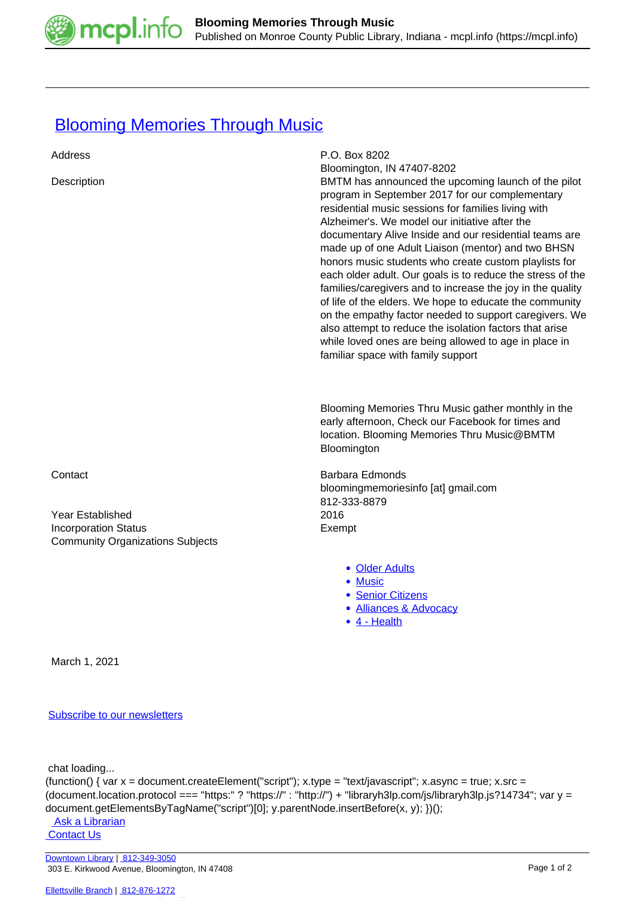# Blooming Memories Through Music

| | |
|---|---|
| Address | P.O. Box 8202<br>Bloomington, IN 47407-8202 |
| Description | BMTM has announced the upcoming launch of the pilot program in September 2017 for our complementary residential music sessions for families living with Alzheimer's. We model our initiative after the documentary Alive Inside and our residential teams are made up of one Adult Liaison (mentor) and two BHSN honors music students who create custom playlists for each older adult. Our goals is to reduce the stress of the families/caregivers and to increase the joy in the quality of life of the elders. We hope to educate the community on the empathy factor needed to support caregivers. We also attempt to reduce the isolation factors that arise while loved ones are being allowed to age in place in familiar space with family support<br><br>Blooming Memories Thru Music gather monthly in the early afternoon, Check our Facebook for times and location. Blooming Memories Thru Music@BMTM Bloomington |
| Contact | Barbara Edmonds<br>bloomingmemoriesinfo [at] gmail.com<br>812-333-8879 |
| Year Established | 2016 |
| Incorporation Status | Exempt |
| Community Organizations Subjects | |

- Older Adults
- Music
- Senior Citizens
- Alliances & Advocacy
- 4 - Health

March 1, 2021

Subscribe to our newsletters

chat loading...

```
(function() { var x = document.createElement("script"); x.type = "text/javascript"; x.async = true; x.src = (document.location.protocol === "https:" ? "https://" : "http://") + "libraryh3lp.com/js/libraryh3lp.js?14734"; var y = document.getElementsByTagName("script")[0]; y.parentNode.insertBefore(x, y); })();
```

Ask a Librarian

Contact Us

Downtown Library | 812-349-3050
303 E. Kirkwood Avenue, Bloomington, IN 47408

Ellettsville Branch | 812-876-1272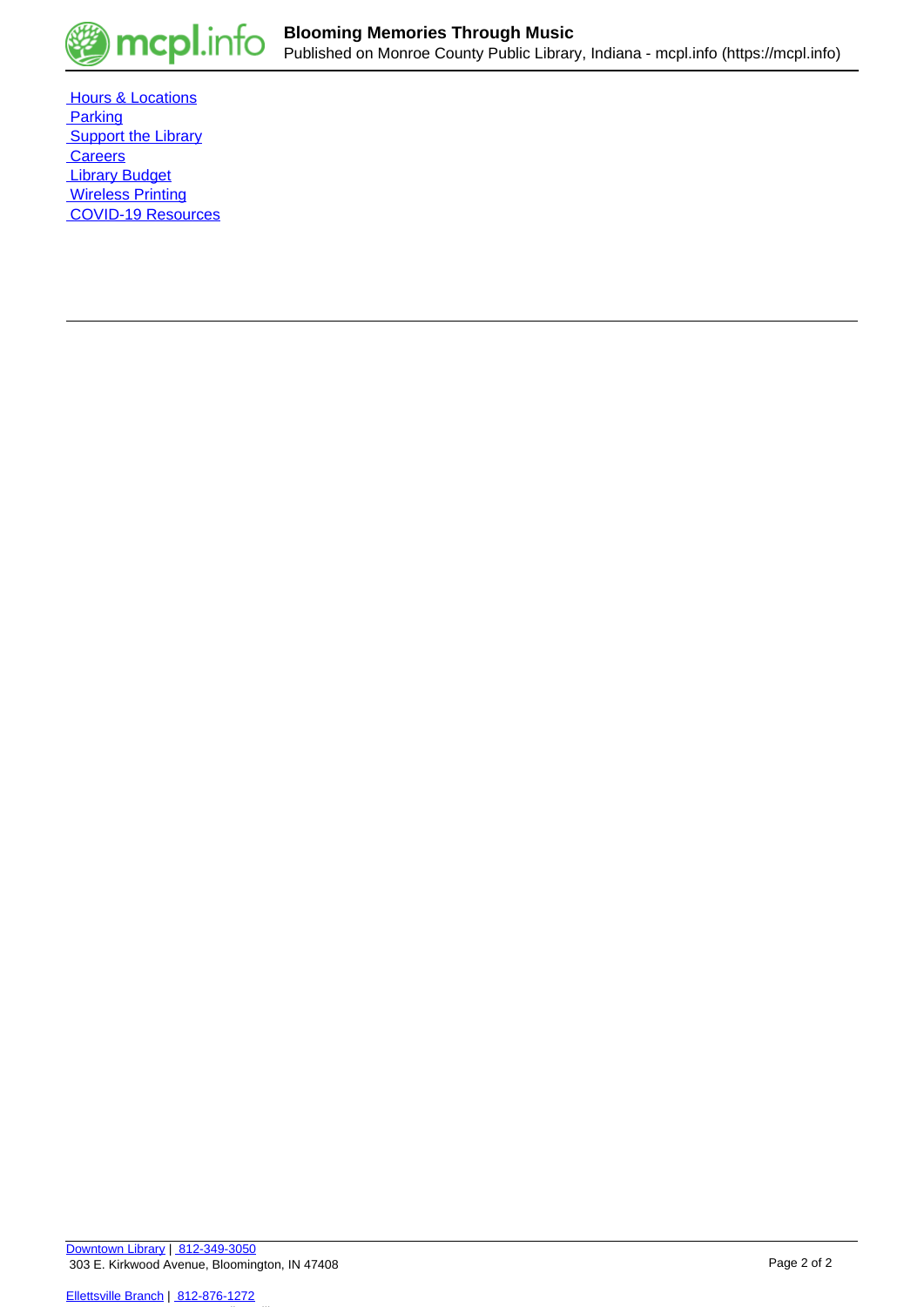[Hours & Locations](#)
[Parking](#)
[Support the Library](#)
[Careers](#)
[Library Budget](#)
[Wireless Printing](#)
[COVID-19 Resources](#)

---

Downtown Library | 812-349-3050
303 E. Kirkwood Avenue, Bloomington, IN 47408

Ellettsville Branch | 812-876-1272